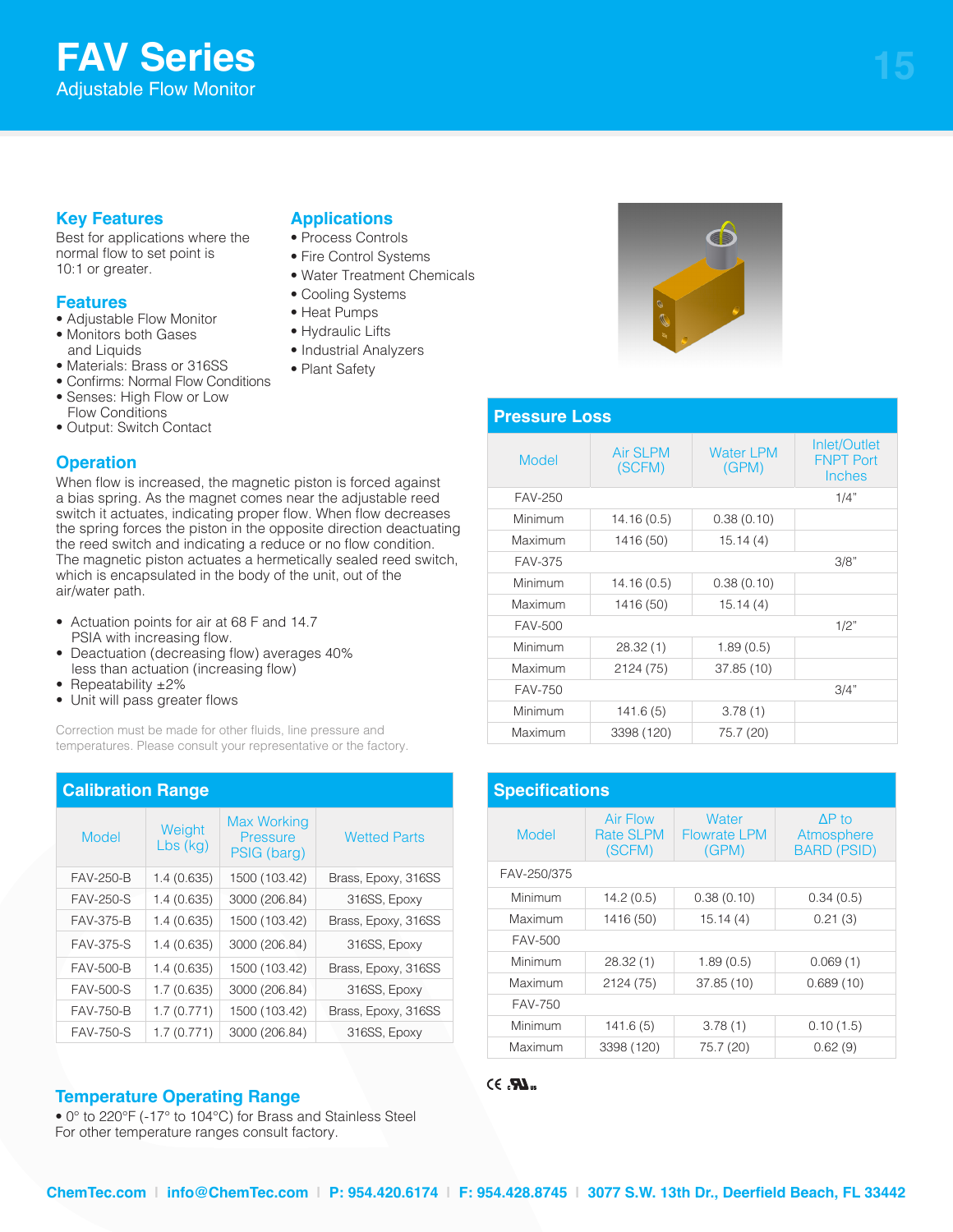# FAV Series

Adjustable Flow Monitor

## Key Features

Best for applications where the normal flow to set point is 10:1 or greater.

## Features

- Adjustable Flow Monitor
- Monitors both Gases and Liquids
- Materials: Brass or 316SS
- Confirms: Normal Flow Conditions
- Senses: High Flow or Low Flow Conditions
- Output: Switch Contact

## Applications

- Process Controls
- Fire Control Systems
- Water Treatment Chemicals
- Cooling Systems
- Heat Pumps
- Hydraulic Lifts
- Industrial Analyzers
- Plant Safety

## Operation

When flow is increased, the magnetic piston is forced against a bias spring. As the magnet comes near the adjustable reed switch it actuates, indicating proper flow. When flow decreases the spring forces the piston in the opposite direction deactuating the reed switch and indicating a reduce or no flow condition. The magnetic piston actuates a hermetically sealed reed switch, which is encapsulated in the body of the unit, out of the air/water path.

- Actuation points for air at 68 F and 14.7 PSIA with increasing flow.
- Deactuation (decreasing flow) averages 40% less than actuation (increasing flow)
- Repeatability ±2%
- Unit will pass greater flows

Correction must be made for other fluids, line pressure and temperatures. Please consult your representative or the factory.

## Pressure Loss

| Model | Air SLPM (SCFM) | Water LPM (GPM) | Inlet/Outlet FNPT Port Inches |
|---|---|---|---|
| FAV-250 | | | 1/4" |
| Minimum | 14.16 (0.5) | 0.38 (0.10) | |
| Maximum | 1416 (50) | 15.14 (4) | |
| FAV-375 | | | 3/8" |
| Minimum | 14.16 (0.5) | 0.38 (0.10) | |
| Maximum | 1416 (50) | 15.14 (4) | |
| FAV-500 | | | 1/2" |
| Minimum | 28.32 (1) | 1.89 (0.5) | |
| Maximum | 2124 (75) | 37.85 (10) | |
| FAV-750 | | | 3/4" |
| Minimum | 141.6 (5) | 3.78 (1) | |
| Maximum | 3398 (120) | 75.7 (20) | |

## Calibration Range

| Model | Weight Lbs (kg) | Max Working Pressure PSIG (barg) | Wetted Parts |
|---|---|---|---|
| FAV-250-B | 1.4 (0.635) | 1500 (103.42) | Brass, Epoxy, 316SS |
| FAV-250-S | 1.4 (0.635) | 3000 (206.84) | 316SS, Epoxy |
| FAV-375-B | 1.4 (0.635) | 1500 (103.42) | Brass, Epoxy, 316SS |
| FAV-375-S | 1.4 (0.635) | 3000 (206.84) | 316SS, Epoxy |
| FAV-500-B | 1.4 (0.635) | 1500 (103.42) | Brass, Epoxy, 316SS |
| FAV-500-S | 1.7 (0.635) | 3000 (206.84) | 316SS, Epoxy |
| FAV-750-B | 1.7 (0.771) | 1500 (103.42) | Brass, Epoxy, 316SS |
| FAV-750-S | 1.7 (0.771) | 3000 (206.84) | 316SS, Epoxy |

## Specifications

| Model | Air Flow Rate SLPM (SCFM) | Water Flowrate LPM (GPM) | ΔP to Atmosphere BARD (PSID) |
|---|---|---|---|
| FAV-250/375 | | | |
| Minimum | 14.2 (0.5) | 0.38 (0.10) | 0.34 (0.5) |
| Maximum | 1416 (50) | 15.14 (4) | 0.21 (3) |
| FAV-500 | | | |
| Minimum | 28.32 (1) | 1.89 (0.5) | 0.069 (1) |
| Maximum | 2124 (75) | 37.85 (10) | 0.689 (10) |
| FAV-750 | | | |
| Minimum | 141.6 (5) | 3.78 (1) | 0.10 (1.5) |
| Maximum | 3398 (120) | 75.7 (20) | 0.62 (9) |

CE cULus

## Temperature Operating Range

- 0° to 220°F (-17° to 104°C) for Brass and Stainless Steel

For other temperature ranges consult factory.

ChemTec.com | info@ChemTec.com | P: 954.420.6174 | F: 954.428.8745 | 3077 S.W. 13th Dr., Deerfield Beach, FL 33442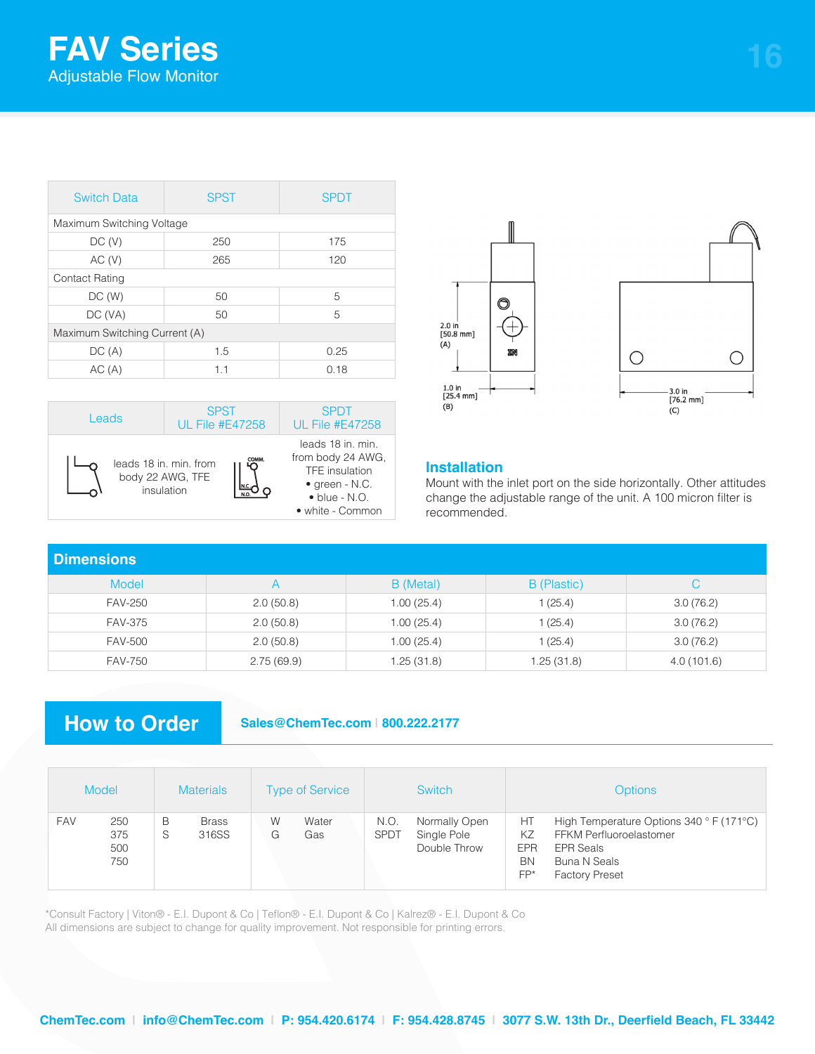# FAV Series

Adjustable Flow Monitor

| Switch Data | SPST | SPDT |
| --- | --- | --- |
| Maximum Switching Voltage | | |
| DC (V) | 250 | 175 |
| AC (V) | 265 | 120 |
| Contact Rating | | |
| DC (W) | 50 | 5 |
| DC (VA) | 50 | 5 |
| Maximum Switching Current (A) | | |
| DC (A) | 1.5 | 0.25 |
| AC (A) | 1.1 | 0.18 |

| Leads | SPST UL File #E47258 | SPDT UL File #E47258 |
| --- | --- | --- |
| | leads 18 in. min. from body 22 AWG, TFE insulation | leads 18 in. min. from body 24 AWG, TFE insulation • green - N.C. • blue - N.O. • white - Common |

COMM.
N.C.
N.O.

2.0 in [50.8 mm] (A)
1.0 in [25.4 mm] (B)
3.0 in [76.2 mm] (C)
IN

## Installation

Mount with the inlet port on the side horizontally. Other attitudes change the adjustable range of the unit. A 100 micron filter is recommended.

## Dimensions

| Model | A | B (Metal) | B (Plastic) | C |
| --- | --- | --- | --- | --- |
| FAV-250 | 2.0 (50.8) | 1.00 (25.4) | 1 (25.4) | 3.0 (76.2) |
| FAV-375 | 2.0 (50.8) | 1.00 (25.4) | 1 (25.4) | 3.0 (76.2) |
| FAV-500 | 2.0 (50.8) | 1.00 (25.4) | 1 (25.4) | 3.0 (76.2) |
| FAV-750 | 2.75 (69.9) | 1.25 (31.8) | 1.25 (31.8) | 4.0 (101.6) |

## How to Order

**Sales@ChemTec.com | 800.222.2177**

| Model | Materials | Type of Service | Switch | Options |
| --- | --- | --- | --- | --- |
| FAV 250, 375, 500, 750 | B Brass, S 316SS | W Water, G Gas | N.O. Normally Open, SPDT Single Pole Double Throw | HT High Temperature Options 340 ° F (171°C), KZ FFKM Perfluoroelastomer, EPR EPR Seals, BN Buna N Seals, FP* Factory Preset |

*Consult Factory | Viton® - E.I. Dupont & Co | Teflon® - E.I. Dupont & Co | Kalrez® - E.I. Dupont & Co

All dimensions are subject to change for quality improvement. Not responsible for printing errors.

ChemTec.com | info@ChemTec.com | P: 954.420.6174 | F: 954.428.8745 | 3077 S.W. 13th Dr., Deerfield Beach, FL 33442